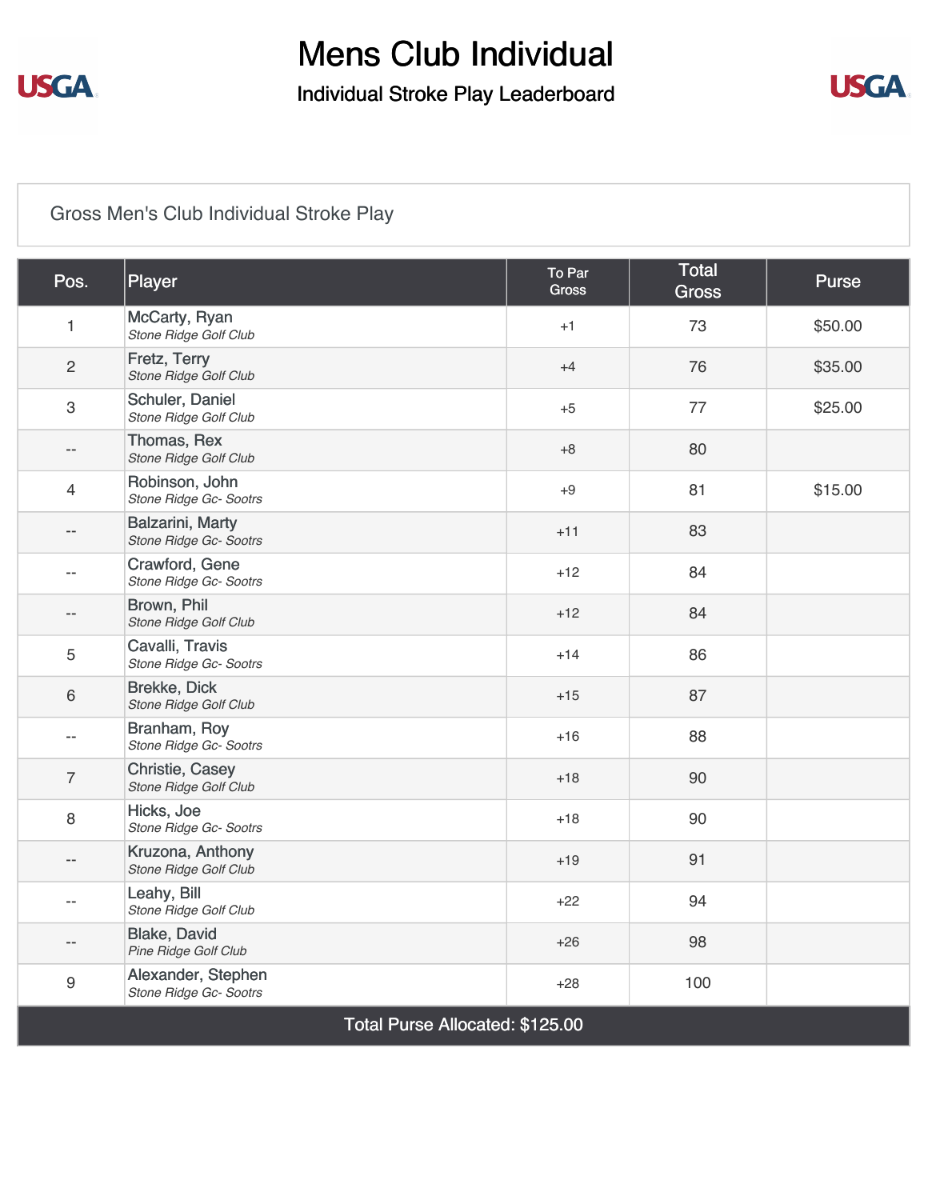# Mens Club Individual

## Individual Stroke Play Leaderboard

### Gross Men's Club Individual Stroke Play

| Pos. | Player | To Par Gross | Total Gross | Purse |
|---|---|---|---|---|
| 1 | McCarty, Ryan<br>*Stone Ridge Golf Club* | +1 | 73 | $50.00 |
| 2 | Fretz, Terry<br>*Stone Ridge Golf Club* | +4 | 76 | $35.00 |
| 3 | Schuler, Daniel<br>*Stone Ridge Golf Club* | +5 | 77 | $25.00 |
| -- | Thomas, Rex<br>*Stone Ridge Golf Club* | +8 | 80 | |
| 4 | Robinson, John<br>*Stone Ridge Gc- Sootrs* | +9 | 81 | $15.00 |
| -- | Balzarini, Marty<br>*Stone Ridge Gc- Sootrs* | +11 | 83 | |
| -- | Crawford, Gene<br>*Stone Ridge Gc- Sootrs* | +12 | 84 | |
| -- | Brown, Phil<br>*Stone Ridge Golf Club* | +12 | 84 | |
| 5 | Cavalli, Travis<br>*Stone Ridge Gc- Sootrs* | +14 | 86 | |
| 6 | Brekke, Dick<br>*Stone Ridge Golf Club* | +15 | 87 | |
| -- | Branham, Roy<br>*Stone Ridge Gc- Sootrs* | +16 | 88 | |
| 7 | Christie, Casey<br>*Stone Ridge Golf Club* | +18 | 90 | |
| 8 | Hicks, Joe<br>*Stone Ridge Gc- Sootrs* | +18 | 90 | |
| -- | Kruzona, Anthony<br>*Stone Ridge Golf Club* | +19 | 91 | |
| -- | Leahy, Bill<br>*Stone Ridge Golf Club* | +22 | 94 | |
| -- | Blake, David<br>*Pine Ridge Golf Club* | +26 | 98 | |
| 9 | Alexander, Stephen<br>*Stone Ridge Gc- Sootrs* | +28 | 100 | |

Total Purse Allocated: $125.00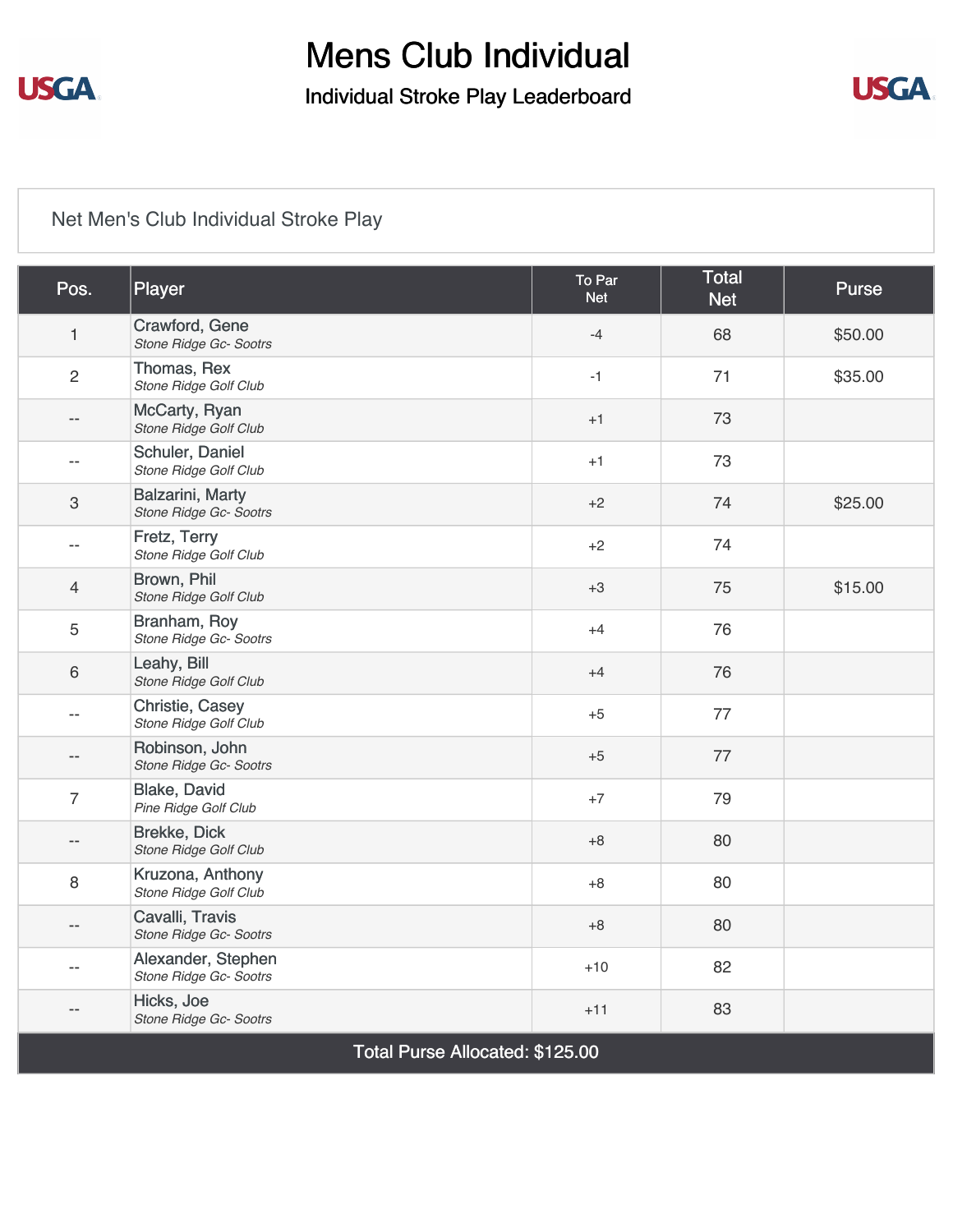# Mens Club Individual

## Individual Stroke Play Leaderboard

Net Men's Club Individual Stroke Play

| Pos. | Player | To Par Net | Total Net | Purse |
| --- | --- | --- | --- | --- |
| 1 | Crawford, Gene *Stone Ridge Gc- Sootrs* | -4 | 68 | $50.00 |
| 2 | Thomas, Rex *Stone Ridge Golf Club* | -1 | 71 | $35.00 |
| -- | McCarty, Ryan *Stone Ridge Golf Club* | +1 | 73 | |
| -- | Schuler, Daniel *Stone Ridge Golf Club* | +1 | 73 | |
| 3 | Balzarini, Marty *Stone Ridge Gc- Sootrs* | +2 | 74 | $25.00 |
| -- | Fretz, Terry *Stone Ridge Golf Club* | +2 | 74 | |
| 4 | Brown, Phil *Stone Ridge Golf Club* | +3 | 75 | $15.00 |
| 5 | Branham, Roy *Stone Ridge Gc- Sootrs* | +4 | 76 | |
| 6 | Leahy, Bill *Stone Ridge Golf Club* | +4 | 76 | |
| -- | Christie, Casey *Stone Ridge Golf Club* | +5 | 77 | |
| -- | Robinson, John *Stone Ridge Gc- Sootrs* | +5 | 77 | |
| 7 | Blake, David *Pine Ridge Golf Club* | +7 | 79 | |
| -- | Brekke, Dick *Stone Ridge Golf Club* | +8 | 80 | |
| 8 | Kruzona, Anthony *Stone Ridge Golf Club* | +8 | 80 | |
| -- | Cavalli, Travis *Stone Ridge Gc- Sootrs* | +8 | 80 | |
| -- | Alexander, Stephen *Stone Ridge Gc- Sootrs* | +10 | 82 | |
| -- | Hicks, Joe *Stone Ridge Gc- Sootrs* | +11 | 83 | |

Total Purse Allocated: $125.00